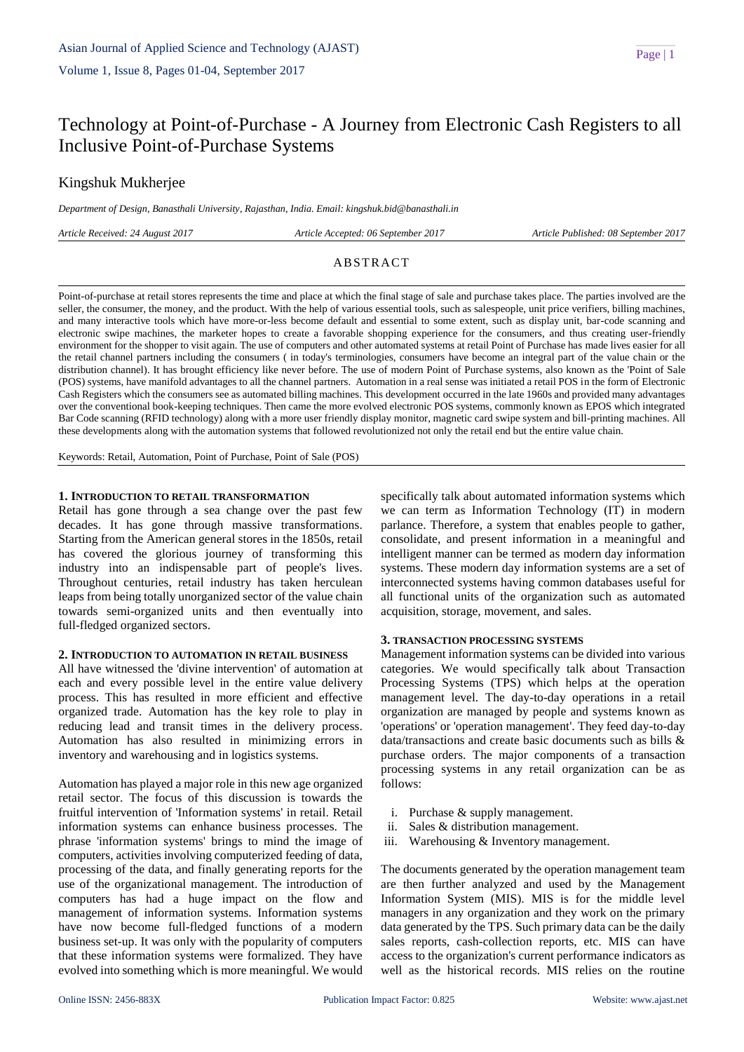# Technology at Point-of-Purchase - A Journey from Electronic Cash Registers to all Inclusive Point-of-Purchase Systems

Kingshuk Mukherjee

*Department of Design, Banasthali University, Rajasthan, India. Email: kingshuk.bid@banasthali.in*

*Article Received: 24 August 2017* *Article Accepted: 06 September 2017* *Article Published: 08 September 2017*

## ABSTRACT

Point-of-purchase at retail stores represents the time and place at which the final stage of sale and purchase takes place. The parties involved are the seller, the consumer, the money, and the product. With the help of various essential tools, such as salespeople, unit price verifiers, billing machines, and many interactive tools which have more-or-less become default and essential to some extent, such as display unit, bar-code scanning and electronic swipe machines, the marketer hopes to create a favorable shopping experience for the consumers, and thus creating user-friendly environment for the shopper to visit again. The use of computers and other automated systems at retail Point of Purchase has made lives easier for all the retail channel partners including the consumers ( in today's terminologies, consumers have become an integral part of the value chain or the distribution channel). It has brought efficiency like never before. The use of modern Point of Purchase systems, also known as the 'Point of Sale (POS) systems, have manifold advantages to all the channel partners. Automation in a real sense was initiated a retail POS in the form of Electronic Cash Registers which the consumers see as automated billing machines. This development occurred in the late 1960s and provided many advantages over the conventional book-keeping techniques. Then came the more evolved electronic POS systems, commonly known as EPOS which integrated Bar Code scanning (RFID technology) along with a more user friendly display monitor, magnetic card swipe system and bill-printing machines. All these developments along with the automation systems that followed revolutionized not only the retail end but the entire value chain.

Keywords: Retail, Automation, Point of Purchase, Point of Sale (POS)

## 1. Introduction to Retail Transformation

Retail has gone through a sea change over the past few decades. It has gone through massive transformations. Starting from the American general stores in the 1850s, retail has covered the glorious journey of transforming this industry into an indispensable part of people's lives. Throughout centuries, retail industry has taken herculean leaps from being totally unorganized sector of the value chain towards semi-organized units and then eventually into full-fledged organized sectors.

## 2. Introduction to Automation in Retail Business

All have witnessed the 'divine intervention' of automation at each and every possible level in the entire value delivery process. This has resulted in more efficient and effective organized trade. Automation has the key role to play in reducing lead and transit times in the delivery process. Automation has also resulted in minimizing errors in inventory and warehousing and in logistics systems.

Automation has played a major role in this new age organized retail sector. The focus of this discussion is towards the fruitful intervention of 'Information systems' in retail. Retail information systems can enhance business processes. The phrase 'information systems' brings to mind the image of computers, activities involving computerized feeding of data, processing of the data, and finally generating reports for the use of the organizational management. The introduction of computers has had a huge impact on the flow and management of information systems. Information systems have now become full-fledged functions of a modern business set-up. It was only with the popularity of computers that these information systems were formalized. They have evolved into something which is more meaningful. We would specifically talk about automated information systems which we can term as Information Technology (IT) in modern parlance. Therefore, a system that enables people to gather, consolidate, and present information in a meaningful and intelligent manner can be termed as modern day information systems. These modern day information systems are a set of interconnected systems having common databases useful for all functional units of the organization such as automated acquisition, storage, movement, and sales.

## 3. Transaction Processing Systems

Management information systems can be divided into various categories. We would specifically talk about Transaction Processing Systems (TPS) which helps at the operation management level. The day-to-day operations in a retail organization are managed by people and systems known as 'operations' or 'operation management'. They feed day-to-day data/transactions and create basic documents such as bills & purchase orders. The major components of a transaction processing systems in any retail organization can be as follows:

i. Purchase & supply management.
ii. Sales & distribution management.
iii. Warehousing & Inventory management.

The documents generated by the operation management team are then further analyzed and used by the Management Information System (MIS). MIS is for the middle level managers in any organization and they work on the primary data generated by the TPS. Such primary data can be the daily sales reports, cash-collection reports, etc. MIS can have access to the organization's current performance indicators as well as the historical records. MIS relies on the routine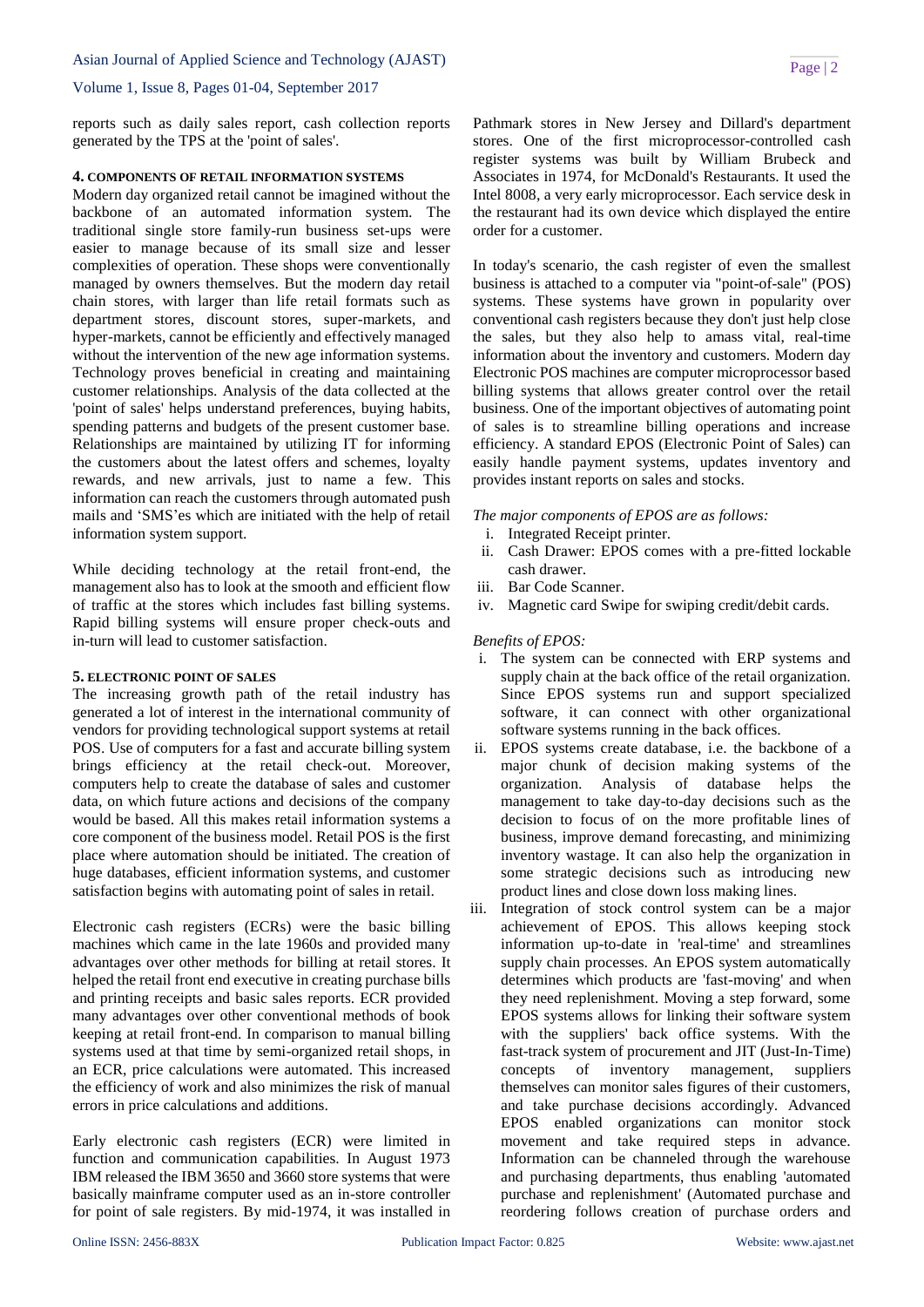reports such as daily sales report, cash collection reports generated by the TPS at the 'point of sales'.

## 4. COMPONENTS OF RETAIL INFORMATION SYSTEMS

Modern day organized retail cannot be imagined without the backbone of an automated information system. The traditional single store family-run business set-ups were easier to manage because of its small size and lesser complexities of operation. These shops were conventionally managed by owners themselves. But the modern day retail chain stores, with larger than life retail formats such as department stores, discount stores, super-markets, and hyper-markets, cannot be efficiently and effectively managed without the intervention of the new age information systems. Technology proves beneficial in creating and maintaining customer relationships. Analysis of the data collected at the 'point of sales' helps understand preferences, buying habits, spending patterns and budgets of the present customer base. Relationships are maintained by utilizing IT for informing the customers about the latest offers and schemes, loyalty rewards, and new arrivals, just to name a few. This information can reach the customers through automated push mails and 'SMS'es which are initiated with the help of retail information system support.

While deciding technology at the retail front-end, the management also has to look at the smooth and efficient flow of traffic at the stores which includes fast billing systems. Rapid billing systems will ensure proper check-outs and in-turn will lead to customer satisfaction.

## 5. ELECTRONIC POINT OF SALES

The increasing growth path of the retail industry has generated a lot of interest in the international community of vendors for providing technological support systems at retail POS. Use of computers for a fast and accurate billing system brings efficiency at the retail check-out. Moreover, computers help to create the database of sales and customer data, on which future actions and decisions of the company would be based. All this makes retail information systems a core component of the business model. Retail POS is the first place where automation should be initiated. The creation of huge databases, efficient information systems, and customer satisfaction begins with automating point of sales in retail.

Electronic cash registers (ECRs) were the basic billing machines which came in the late 1960s and provided many advantages over other methods for billing at retail stores. It helped the retail front end executive in creating purchase bills and printing receipts and basic sales reports. ECR provided many advantages over other conventional methods of book keeping at retail front-end. In comparison to manual billing systems used at that time by semi-organized retail shops, in an ECR, price calculations were automated. This increased the efficiency of work and also minimizes the risk of manual errors in price calculations and additions.

Early electronic cash registers (ECR) were limited in function and communication capabilities. In August 1973 IBM released the IBM 3650 and 3660 store systems that were basically mainframe computer used as an in-store controller for point of sale registers. By mid-1974, it was installed in Pathmark stores in New Jersey and Dillard's department stores. One of the first microprocessor-controlled cash register systems was built by William Brubeck and Associates in 1974, for McDonald's Restaurants. It used the Intel 8008, a very early microprocessor. Each service desk in the restaurant had its own device which displayed the entire order for a customer.

In today's scenario, the cash register of even the smallest business is attached to a computer via "point-of-sale" (POS) systems. These systems have grown in popularity over conventional cash registers because they don't just help close the sales, but they also help to amass vital, real-time information about the inventory and customers. Modern day Electronic POS machines are computer microprocessor based billing systems that allows greater control over the retail business. One of the important objectives of automating point of sales is to streamline billing operations and increase efficiency. A standard EPOS (Electronic Point of Sales) can easily handle payment systems, updates inventory and provides instant reports on sales and stocks.

*The major components of EPOS are as follows:*

i. Integrated Receipt printer.
ii. Cash Drawer: EPOS comes with a pre-fitted lockable cash drawer.
iii. Bar Code Scanner.
iv. Magnetic card Swipe for swiping credit/debit cards.

*Benefits of EPOS:*

i. The system can be connected with ERP systems and supply chain at the back office of the retail organization. Since EPOS systems run and support specialized software, it can connect with other organizational software systems running in the back offices.
ii. EPOS systems create database, i.e. the backbone of a major chunk of decision making systems of the organization. Analysis of database helps the management to take day-to-day decisions such as the decision to focus of on the more profitable lines of business, improve demand forecasting, and minimizing inventory wastage. It can also help the organization in some strategic decisions such as introducing new product lines and close down loss making lines.
iii. Integration of stock control system can be a major achievement of EPOS. This allows keeping stock information up-to-date in 'real-time' and streamlines supply chain processes. An EPOS system automatically determines which products are 'fast-moving' and when they need replenishment. Moving a step forward, some EPOS systems allows for linking their software system with the suppliers' back office systems. With the fast-track system of procurement and JIT (Just-In-Time) concepts of inventory management, suppliers themselves can monitor sales figures of their customers, and take purchase decisions accordingly. Advanced EPOS enabled organizations can monitor stock movement and take required steps in advance. Information can be channeled through the warehouse and purchasing departments, thus enabling 'automated purchase and replenishment' (Automated purchase and reordering follows creation of purchase orders and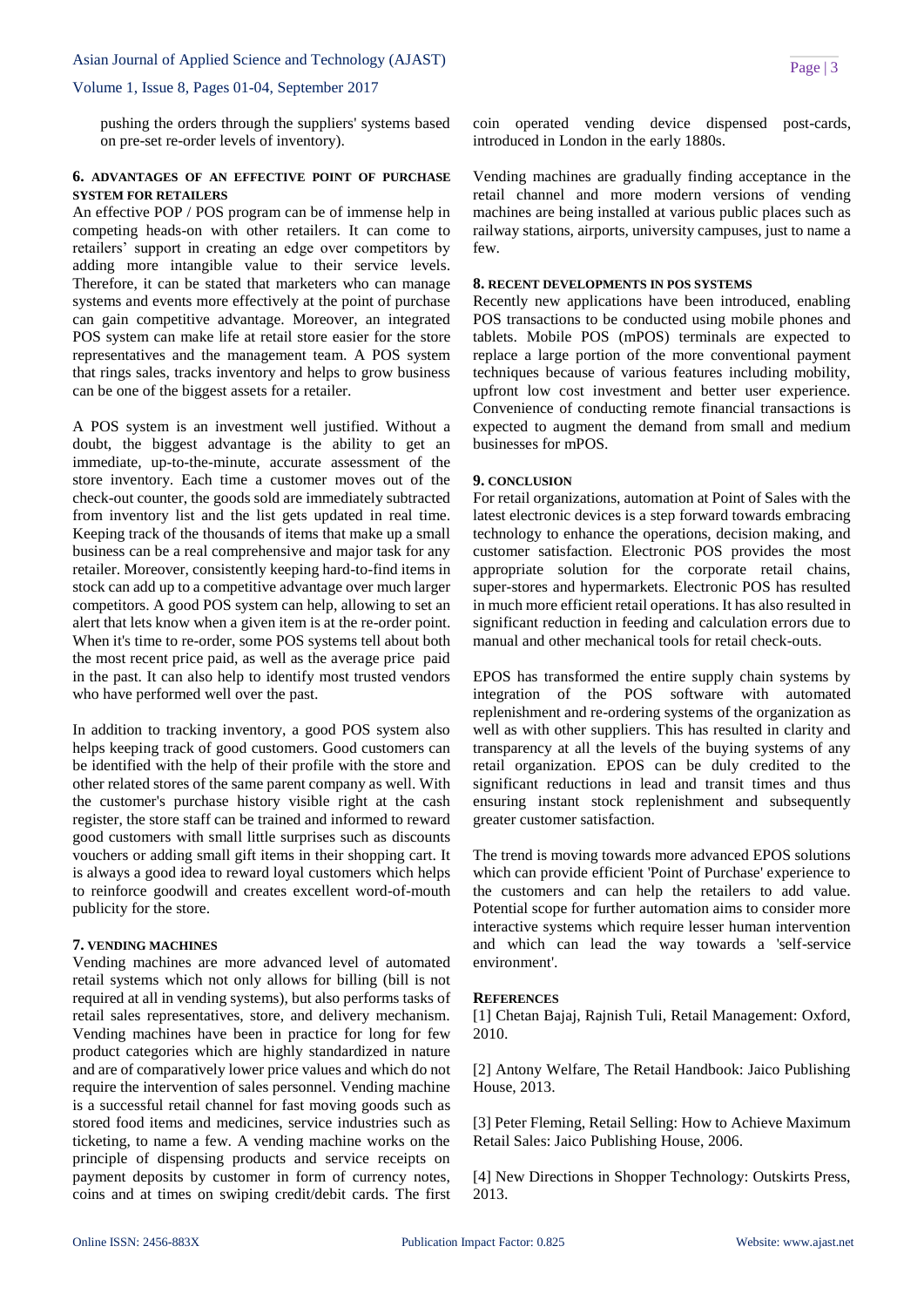pushing the orders through the suppliers' systems based on pre-set re-order levels of inventory).

## 6. ADVANTAGES OF AN EFFECTIVE POINT OF PURCHASE SYSTEM FOR RETAILERS

An effective POP / POS program can be of immense help in competing heads-on with other retailers. It can come to retailers' support in creating an edge over competitors by adding more intangible value to their service levels. Therefore, it can be stated that marketers who can manage systems and events more effectively at the point of purchase can gain competitive advantage. Moreover, an integrated POS system can make life at retail store easier for the store representatives and the management team. A POS system that rings sales, tracks inventory and helps to grow business can be one of the biggest assets for a retailer.

A POS system is an investment well justified. Without a doubt, the biggest advantage is the ability to get an immediate, up-to-the-minute, accurate assessment of the store inventory. Each time a customer moves out of the check-out counter, the goods sold are immediately subtracted from inventory list and the list gets updated in real time. Keeping track of the thousands of items that make up a small business can be a real comprehensive and major task for any retailer. Moreover, consistently keeping hard-to-find items in stock can add up to a competitive advantage over much larger competitors. A good POS system can help, allowing to set an alert that lets know when a given item is at the re-order point. When it's time to re-order, some POS systems tell about both the most recent price paid, as well as the average price paid in the past. It can also help to identify most trusted vendors who have performed well over the past.

In addition to tracking inventory, a good POS system also helps keeping track of good customers. Good customers can be identified with the help of their profile with the store and other related stores of the same parent company as well. With the customer's purchase history visible right at the cash register, the store staff can be trained and informed to reward good customers with small little surprises such as discounts vouchers or adding small gift items in their shopping cart. It is always a good idea to reward loyal customers which helps to reinforce goodwill and creates excellent word-of-mouth publicity for the store.

## 7. VENDING MACHINES

Vending machines are more advanced level of automated retail systems which not only allows for billing (bill is not required at all in vending systems), but also performs tasks of retail sales representatives, store, and delivery mechanism. Vending machines have been in practice for long for few product categories which are highly standardized in nature and are of comparatively lower price values and which do not require the intervention of sales personnel. Vending machine is a successful retail channel for fast moving goods such as stored food items and medicines, service industries such as ticketing, to name a few. A vending machine works on the principle of dispensing products and service receipts on payment deposits by customer in form of currency notes, coins and at times on swiping credit/debit cards. The first coin operated vending device dispensed post-cards, introduced in London in the early 1880s.

Vending machines are gradually finding acceptance in the retail channel and more modern versions of vending machines are being installed at various public places such as railway stations, airports, university campuses, just to name a few.

## 8. RECENT DEVELOPMENTS IN POS SYSTEMS

Recently new applications have been introduced, enabling POS transactions to be conducted using mobile phones and tablets. Mobile POS (mPOS) terminals are expected to replace a large portion of the more conventional payment techniques because of various features including mobility, upfront low cost investment and better user experience. Convenience of conducting remote financial transactions is expected to augment the demand from small and medium businesses for mPOS.

## 9. CONCLUSION

For retail organizations, automation at Point of Sales with the latest electronic devices is a step forward towards embracing technology to enhance the operations, decision making, and customer satisfaction. Electronic POS provides the most appropriate solution for the corporate retail chains, super-stores and hypermarkets. Electronic POS has resulted in much more efficient retail operations. It has also resulted in significant reduction in feeding and calculation errors due to manual and other mechanical tools for retail check-outs.

EPOS has transformed the entire supply chain systems by integration of the POS software with automated replenishment and re-ordering systems of the organization as well as with other suppliers. This has resulted in clarity and transparency at all the levels of the buying systems of any retail organization. EPOS can be duly credited to the significant reductions in lead and transit times and thus ensuring instant stock replenishment and subsequently greater customer satisfaction.

The trend is moving towards more advanced EPOS solutions which can provide efficient 'Point of Purchase' experience to the customers and can help the retailers to add value. Potential scope for further automation aims to consider more interactive systems which require lesser human intervention and which can lead the way towards a 'self-service environment'.

## REFERENCES

[1] Chetan Bajaj, Rajnish Tuli, Retail Management: Oxford, 2010.

[2] Antony Welfare, The Retail Handbook: Jaico Publishing House, 2013.

[3] Peter Fleming, Retail Selling: How to Achieve Maximum Retail Sales: Jaico Publishing House, 2006.

[4] New Directions in Shopper Technology: Outskirts Press, 2013.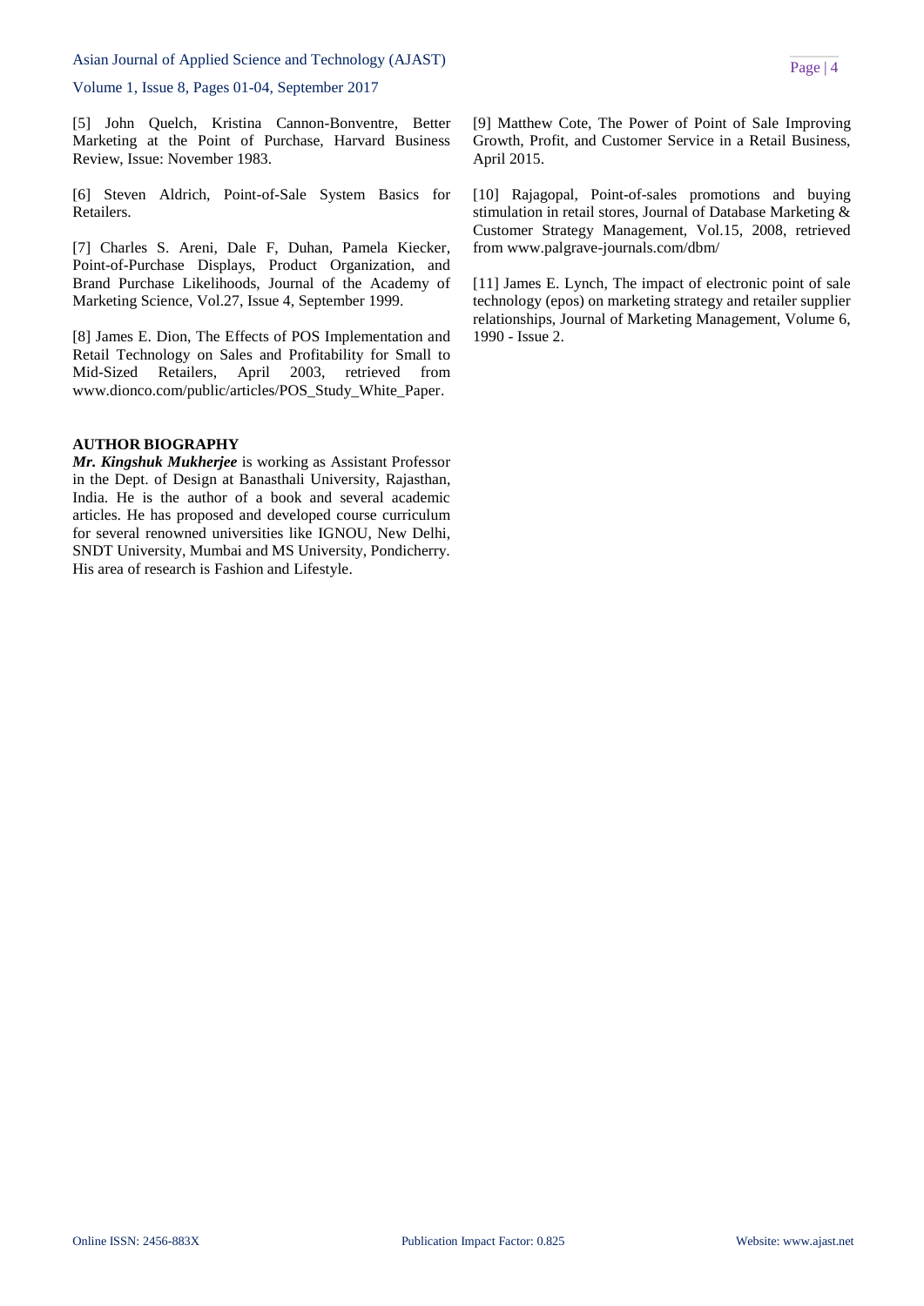[5] John Quelch, Kristina Cannon-Bonventre, Better Marketing at the Point of Purchase, Harvard Business Review, Issue: November 1983.

[6] Steven Aldrich, Point-of-Sale System Basics for Retailers.

[7] Charles S. Areni, Dale F, Duhan, Pamela Kiecker, Point-of-Purchase Displays, Product Organization, and Brand Purchase Likelihoods, Journal of the Academy of Marketing Science, Vol.27, Issue 4, September 1999.

[8] James E. Dion, The Effects of POS Implementation and Retail Technology on Sales and Profitability for Small to Mid-Sized Retailers, April 2003, retrieved from www.dionco.com/public/articles/POS_Study_White_Paper.

[9] Matthew Cote, The Power of Point of Sale Improving Growth, Profit, and Customer Service in a Retail Business, April 2015.

[10] Rajagopal, Point-of-sales promotions and buying stimulation in retail stores, Journal of Database Marketing & Customer Strategy Management, Vol.15, 2008, retrieved from www.palgrave-journals.com/dbm/

[11] James E. Lynch, The impact of electronic point of sale technology (epos) on marketing strategy and retailer supplier relationships, Journal of Marketing Management, Volume 6, 1990 - Issue 2.

**AUTHOR BIOGRAPHY**

***Mr. Kingshuk Mukherjee*** is working as Assistant Professor in the Dept. of Design at Banasthali University, Rajasthan, India. He is the author of a book and several academic articles. He has proposed and developed course curriculum for several renowned universities like IGNOU, New Delhi, SNDT University, Mumbai and MS University, Pondicherry. His area of research is Fashion and Lifestyle.